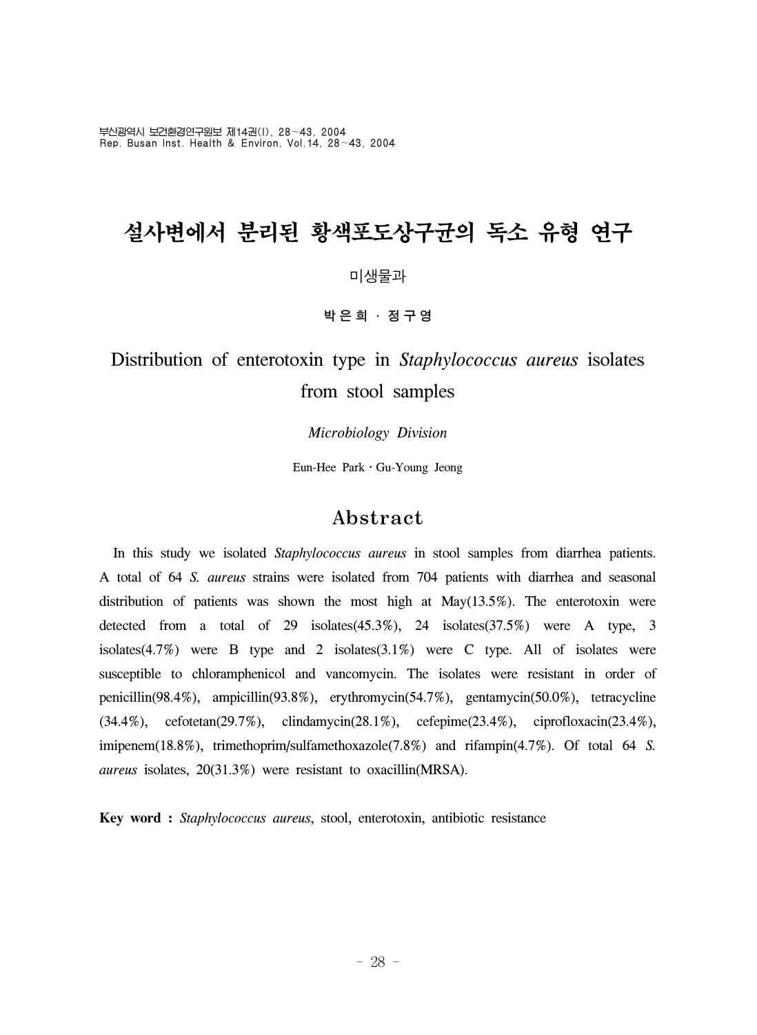# 설사변에서 분리된 황색포도상구균의 독소 유형 연구

미생물과

박 은 희 · 정 구 영

# Distribution of enterotoxin type in *Staphylococcus aureus* isolates from stool samples

*Microbiology Division*

Eun-Hee Park · Gu-Young Jeong

## Abstract

In this study we isolated *Staphylococcus aureus* in stool samples from diarrhea patients. A total of 64 *S. aureus* strains were isolated from 704 patients with diarrhea and seasonal distribution of patients was shown the most high at May(13.5%). The enterotoxin were detected from a total of 29 isolates(45.3%), 24 isolates(37.5%) were A type, 3 isolates(4.7%) were B type and 2 isolates(3.1%) were C type. All of isolates were susceptible to chloramphenicol and vancomycin. The isolates were resistant in order of penicillin(98.4%), ampicillin(93.8%), erythromycin(54.7%), gentamycin(50.0%), tetracycline (34.4%), cefotetan(29.7%), clindamycin(28.1%), cefepime(23.4%), ciprofloxacin(23.4%), imipenem(18.8%), trimethoprim/sulfamethoxazole(7.8%) and rifampin(4.7%). Of total 64 *S. aureus* isolates, 20(31.3%) were resistant to oxacillin(MRSA).

**Key word :** *Staphylococcus aureus*, stool, enterotoxin, antibiotic resistance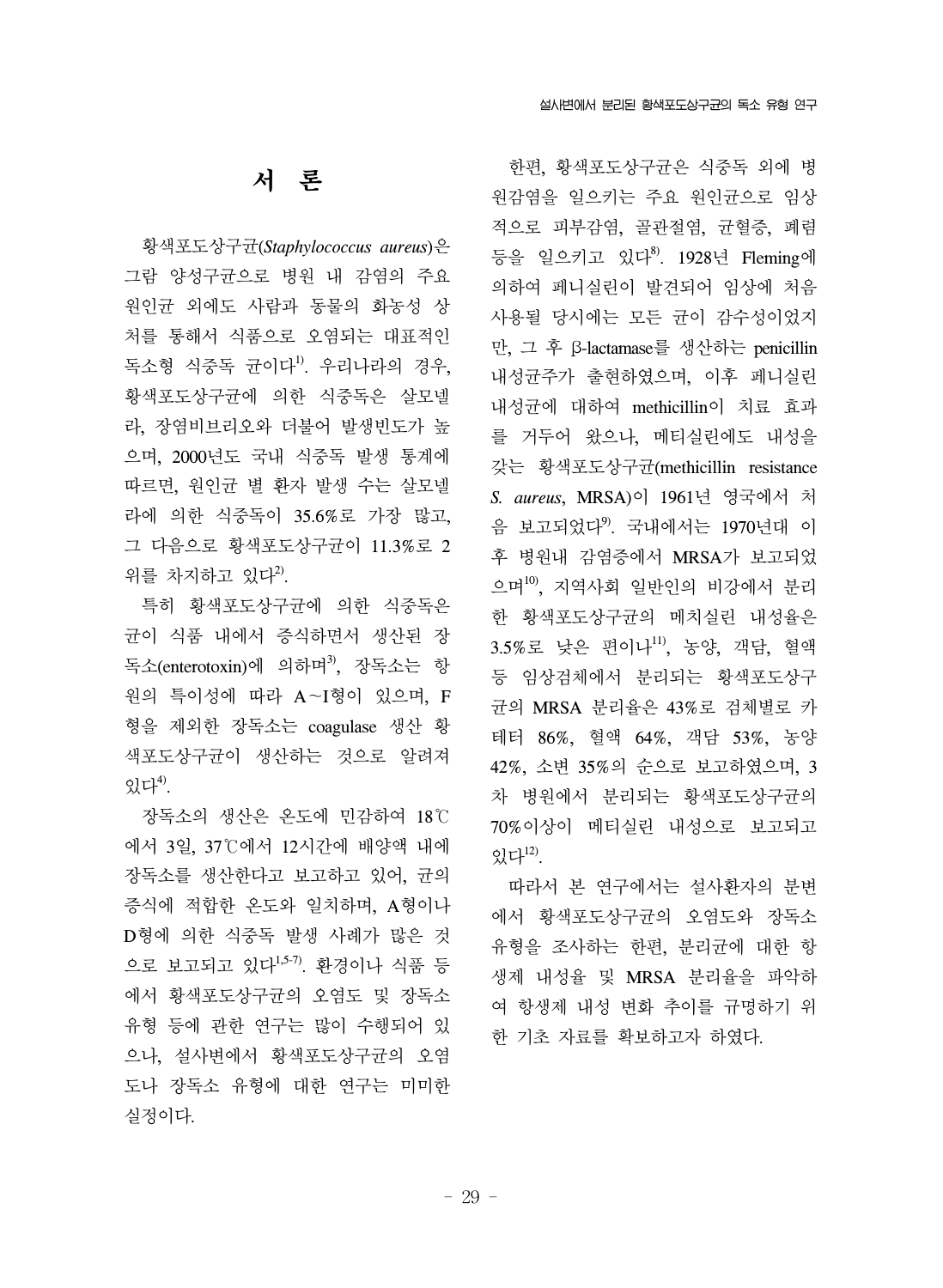## 서 론

황색포도상구균(*Staphylococcus aureus*)은 그람 양성구균으로 병원 내 감염의 주요 원인균 외에도 사람과 동물의 화농성 상처를 통해서 식품으로 오염되는 대표적인 독소형 식중독 균이다[1]. 우리나라의 경우, 황색포도상구균에 의한 식중독은 살모넬라, 장염비브리오와 더불어 발생빈도가 높으며, 2000년도 국내 식중독 발생 통계에 따르면, 원인균 별 환자 발생 수는 살모넬라에 의한 식중독이 35.6%로 가장 많고, 그 다음으로 황색포도상구균이 11.3%로 2위를 차지하고 있다[2].

특히 황색포도상구균에 의한 식중독은 균이 식품 내에서 증식하면서 생산된 장독소(enterotoxin)에 의하며[3], 장독소는 항원의 특이성에 따라 A～I형이 있으며, F형을 제외한 장독소는 coagulase 생산 황색포도상구균이 생산하는 것으로 알려져 있다[4].

장독소의 생산은 온도에 민감하여 18℃에서 3일, 37℃에서 12시간에 배양액 내에 장독소를 생산한다고 보고하고 있어, 균의 증식에 적합한 온도와 일치하며, A형이나 D형에 의한 식중독 발생 사례가 많은 것으로 보고되고 있다[1,5-7]. 환경이나 식품 등에서 황색포도상구균의 오염도 및 장독소 유형 등에 관한 연구는 많이 수행되어 있으나, 설사변에서 황색포도상구균의 오염도나 장독소 유형에 대한 연구는 미미한 실정이다.

한편, 황색포도상구균은 식중독 외에 병원감염을 일으키는 주요 원인균으로 임상적으로 피부감염, 골관절염, 균혈증, 폐렴 등을 일으키고 있다[8]. 1928년 Fleming에 의하여 페니실린이 발견되어 임상에 처음 사용될 당시에는 모든 균이 감수성이었지만, 그 후 β-lactamase를 생산하는 penicillin 내성균주가 출현하였으며, 이후 페니실린 내성균에 대하여 methicillin이 치료 효과를 거두어 왔으나, 메티실린에도 내성을 갖는 황색포도상구균(methicillin resistance *S. aureus*, MRSA)이 1961년 영국에서 처음 보고되었다[9]. 국내에서는 1970년대 이후 병원내 감염증에서 MRSA가 보고되었으며[10], 지역사회 일반인의 비강에서 분리한 황색포도상구균의 메치실린 내성율은 3.5%로 낮은 편이나[11], 농양, 객담, 혈액 등 임상검체에서 분리되는 황색포도상구균의 MRSA 분리율은 43%로 검체별로 카테터 86%, 혈액 64%, 객담 53%, 농양 42%, 소변 35%의 순으로 보고하였으며, 3차 병원에서 분리되는 황색포도상구균의 70%이상이 메티실린 내성으로 보고되고 있다[12].

따라서 본 연구에서는 설사환자의 분변에서 황색포도상구균의 오염도와 장독소 유형을 조사하는 한편, 분리균에 대한 항생제 내성율 및 MRSA 분리율을 파악하여 항생제 내성 변화 추이를 규명하기 위한 기초 자료를 확보하고자 하였다.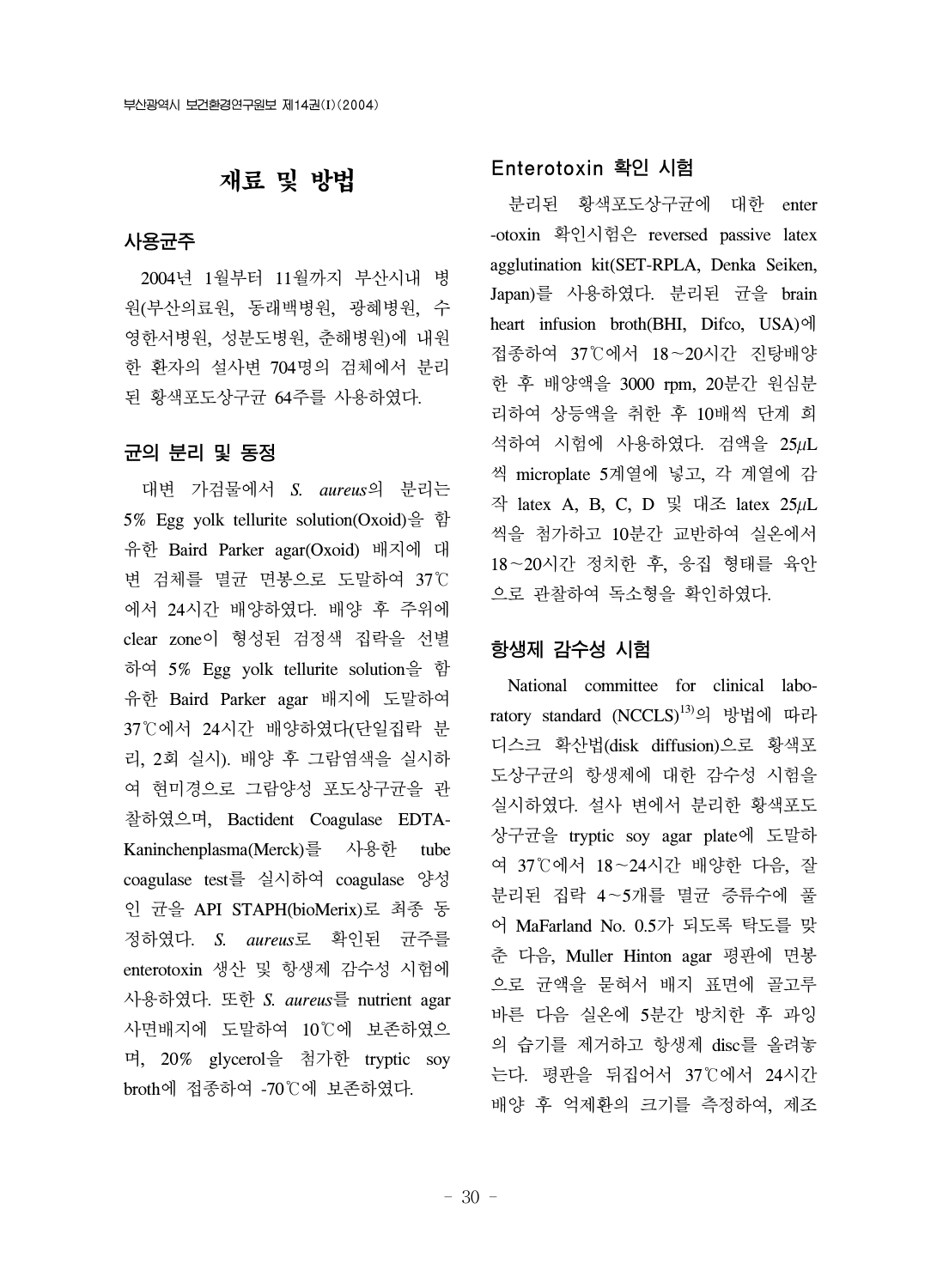# 재료 및 방법

## 사용균주

2004년 1월부터 11월까지 부산시내 병원(부산의료원, 동래백병원, 광혜병원, 수영한서병원, 성분도병원, 춘해병원)에 내원한 환자의 설사변 704명의 검체에서 분리된 황색포도상구균 64주를 사용하였다.

## 균의 분리 및 동정

대변 가검물에서 *S. aureus*의 분리는 5% Egg yolk tellurite solution(Oxoid)을 함유한 Baird Parker agar(Oxoid) 배지에 대변 검체를 멸균 면봉으로 도말하여 37℃에서 24시간 배양하였다. 배양 후 주위에 clear zone이 형성된 검정색 집락을 선별하여 5% Egg yolk tellurite solution을 함유한 Baird Parker agar 배지에 도말하여 37℃에서 24시간 배양하였다(단일집락 분리, 2회 실시). 배양 후 그람염색을 실시하여 현미경으로 그람양성 포도상구균을 관찰하였으며, Bactident Coagulase EDTA-Kaninchenplasma(Merck)를 사용한 tube coagulase test를 실시하여 coagulase 양성인 균을 API STAPH(bioMerix)로 최종 동정하였다. *S. aureus*로 확인된 균주를 enterotoxin 생산 및 항생제 감수성 시험에 사용하였다. 또한 *S. aureus*를 nutrient agar 사면배지에 도말하여 10℃에 보존하였으며, 20% glycerol을 첨가한 tryptic soy broth에 접종하여 -70℃에 보존하였다.

## Enterotoxin 확인 시험

분리된 황색포도상구균에 대한 enter-otoxin 확인시험은 reversed passive latex agglutination kit(SET-RPLA, Denka Seiken, Japan)를 사용하였다. 분리된 균을 brain heart infusion broth(BHI, Difco, USA)에 접종하여 37℃에서 18~20시간 진탕배양한 후 배양액을 3000 rpm, 20분간 원심분리하여 상등액을 취한 후 10배씩 단계 희석하여 시험에 사용하였다. 검액을 25$\mu$L씩 microplate 5계열에 넣고, 각 계열에 감작 latex A, B, C, D 및 대조 latex 25$\mu$L씩을 첨가하고 10분간 교반하여 실온에서 18~20시간 정치한 후, 응집 형태를 육안으로 관찰하여 독소형을 확인하였다.

## 항생제 감수성 시험

National committee for clinical laboratory standard (NCCLS)[13]의 방법에 따라 디스크 확산법(disk diffusion)으로 황색포도상구균의 항생제에 대한 감수성 시험을 실시하였다. 설사 변에서 분리한 황색포도상구균을 tryptic soy agar plate에 도말하여 37℃에서 18~24시간 배양한 다음, 잘 분리된 집락 4~5개를 멸균 증류수에 풀어 MaFarland No. 0.5가 되도록 탁도를 맞춘 다음, Muller Hinton agar 평판에 면봉으로 균액을 묻혀서 배지 표면에 골고루 바른 다음 실온에 5분간 방치한 후 과잉의 습기를 제거하고 항생제 disc를 올려놓는다. 평판을 뒤집어서 37℃에서 24시간 배양 후 억제환의 크기를 측정하여, 제조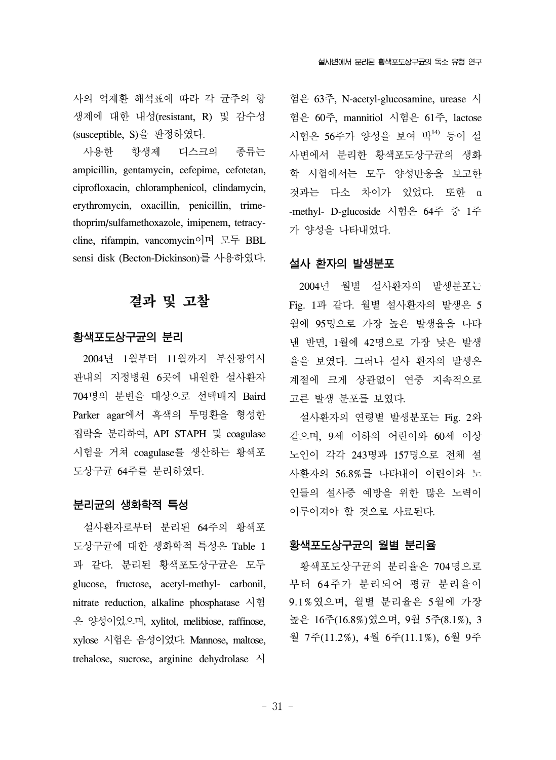사의 억제환 해석표에 따라 각 균주의 항생제에 대한 내성(resistant, R) 및 감수성(susceptible, S)을 판정하였다.

사용한 항생제 디스크의 종류는 ampicillin, gentamycin, cefepime, cefotetan, ciprofloxacin, chloramphenicol, clindamycin, erythromycin, oxacillin, penicillin, trimethoprim/sulfamethoxazole, imipenem, tetracycline, rifampin, vancomycin이며 모두 BBL sensi disk (Becton-Dickinson)를 사용하였다.

# 결과 및 고찰

## 황색포도상구균의 분리

2004년 1월부터 11월까지 부산광역시 관내의 지정병원 6곳에 내원한 설사환자 704명의 분변을 대상으로 선택배지 Baird Parker agar에서 흑색의 투명환을 형성한 집락을 분리하여, API STAPH 및 coagulase 시험을 거쳐 coagulase를 생산하는 황색포도상구균 64주를 분리하였다.

## 분리균의 생화학적 특성

설사환자로부터 분리된 64주의 황색포도상구균에 대한 생화학적 특성은 Table 1과 같다. 분리된 황색포도상구균은 모두 glucose, fructose, acetyl-methyl- carbonil, nitrate reduction, alkaline phosphatase 시험은 양성이었으며, xylitol, melibiose, raffinose, xylose 시험은 음성이었다. Mannose, maltose, trehalose, sucrose, arginine dehydrolase 시험은 63주, N-acetyl-glucosamine, urease 시험은 60주, mannitiol 시험은 61주, lactose 시험은 56주가 양성을 보여 박[14] 등이 설사변에서 분리한 황색포도상구균의 생화학 시험에서는 모두 양성반응을 보고한 것과는 다소 차이가 있었다. 또한 α-methyl- D-glucoside 시험은 64주 중 1주가 양성을 나타내었다.

## 설사 환자의 발생분포

2004년 월별 설사환자의 발생분포는 Fig. 1과 같다. 월별 설사환자의 발생은 5월에 95명으로 가장 높은 발생율을 나타낸 반면, 1월에 42명으로 가장 낮은 발생율을 보였다. 그러나 설사 환자의 발생은 계절에 크게 상관없이 연중 지속적으로 고른 발생 분포를 보였다.

설사환자의 연령별 발생분포는 Fig. 2와 같으며, 9세 이하의 어린이와 60세 이상 노인이 각각 243명과 157명으로 전체 설사환자의 56.8%를 나타내어 어린이와 노인들의 설사증 예방을 위한 많은 노력이 이루어져야 할 것으로 사료된다.

## 황색포도상구균의 월별 분리율

황색포도상구균의 분리율은 704명으로부터 64주가 분리되어 평균 분리율이 9.1%였으며, 월별 분리율은 5월에 가장 높은 16주(16.8%)였으며, 9월 5주(8.1%), 3월 7주(11.2%), 4월 6주(11.1%), 6월 9주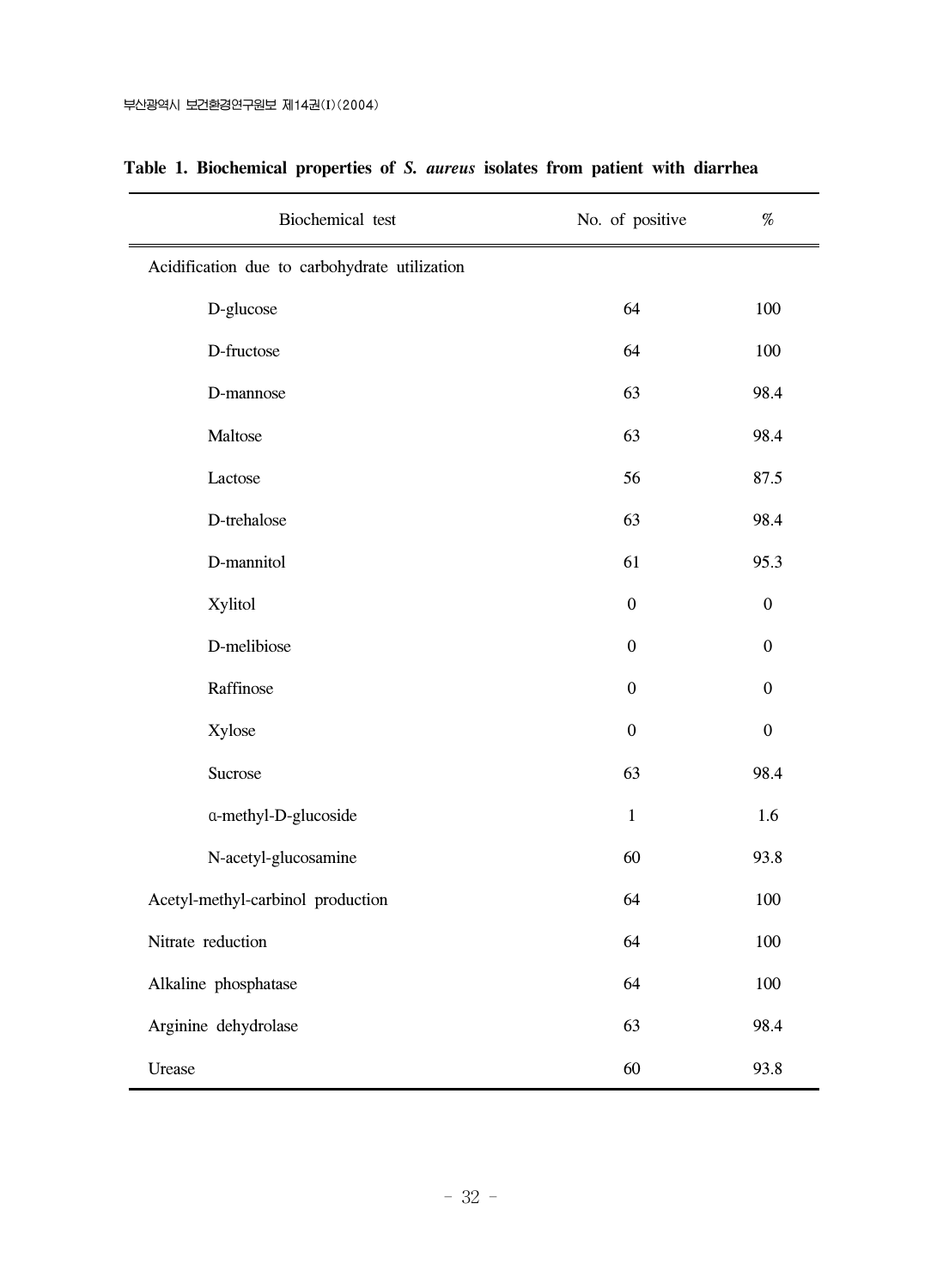**Table 1. Biochemical properties of *S. aureus* isolates from patient with diarrhea**

| Biochemical test | No. of positive | % |
|---|---|---|
| Acidification due to carbohydrate utilization | | |
| D-glucose | 64 | 100 |
| D-fructose | 64 | 100 |
| D-mannose | 63 | 98.4 |
| Maltose | 63 | 98.4 |
| Lactose | 56 | 87.5 |
| D-trehalose | 63 | 98.4 |
| D-mannitol | 61 | 95.3 |
| Xylitol | 0 | 0 |
| D-melibiose | 0 | 0 |
| Raffinose | 0 | 0 |
| Xylose | 0 | 0 |
| Sucrose | 63 | 98.4 |
| α-methyl-D-glucoside | 1 | 1.6 |
| N-acetyl-glucosamine | 60 | 93.8 |
| Acetyl-methyl-carbinol production | 64 | 100 |
| Nitrate reduction | 64 | 100 |
| Alkaline phosphatase | 64 | 100 |
| Arginine dehydrolase | 63 | 98.4 |
| Urease | 60 | 93.8 |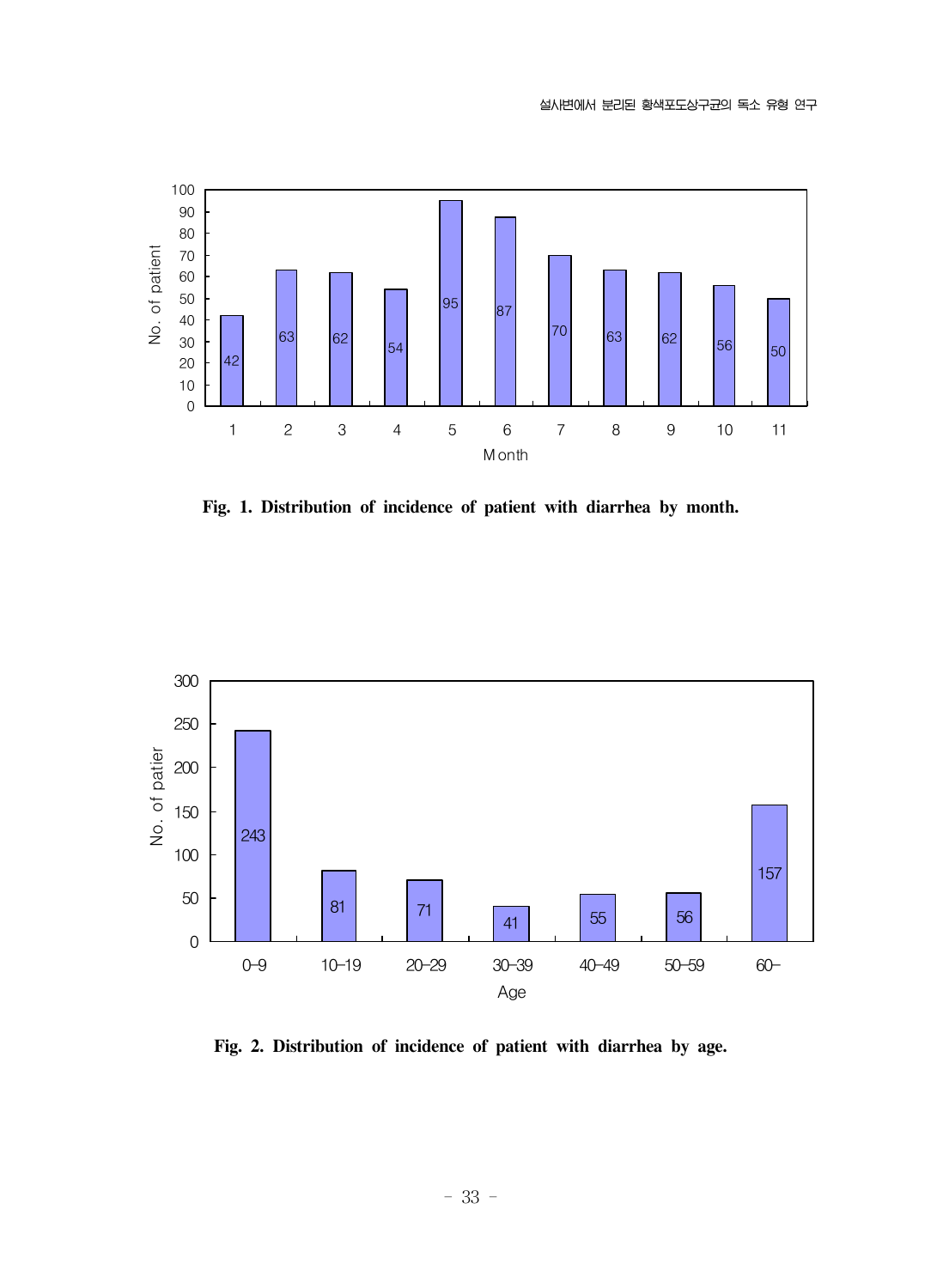Fig. 1. Distribution of incidence of patient with diarrhea by month.

Fig. 2. Distribution of incidence of patient with diarrhea by age.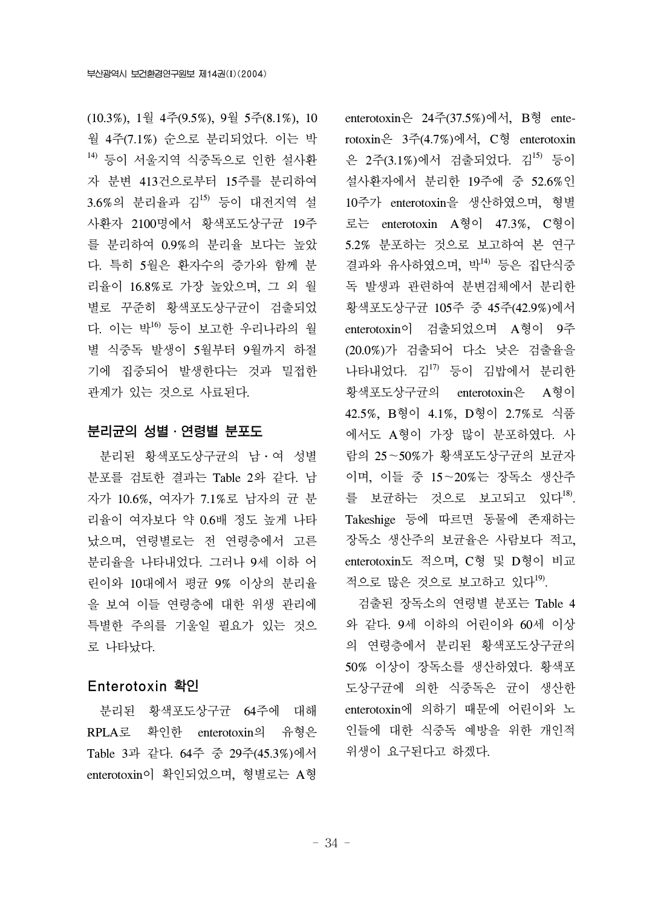(10.3%), 1월 4주(9.5%), 9월 5주(8.1%), 10월 4주(7.1%) 순으로 분리되었다. 이는 박[14] 등이 서울지역 식중독으로 인한 설사환자 분변 413건으로부터 15주를 분리하여 3.6%의 분리율과 김[15] 등이 대전지역 설사환자 2100명에서 황색포도상구균 19주를 분리하여 0.9%의 분리율 보다는 높았다. 특히 5월은 환자수의 증가와 함께 분리율이 16.8%로 가장 높았으며, 그 외 월별로 꾸준히 황색포도상구균이 검출되었다. 이는 박[16] 등이 보고한 우리나라의 월별 식중독 발생이 5월부터 9월까지 하절기에 집중되어 발생한다는 것과 밀접한 관계가 있는 것으로 사료된다.

## 분리균의 성별 · 연령별 분포도

분리된 황색포도상구균의 남 · 여 성별 분포를 검토한 결과는 Table 2와 같다. 남자가 10.6%, 여자가 7.1%로 남자의 균 분리율이 여자보다 약 0.6배 정도 높게 나타났으며, 연령별로는 전 연령층에서 고른 분리율을 나타내었다. 그러나 9세 이하 어린이와 10대에서 평균 9% 이상의 분리율을 보여 이들 연령층에 대한 위생 관리에 특별한 주의를 기울일 필요가 있는 것으로 나타났다.

## Enterotoxin 확인

분리된 황색포도상구균 64주에 대해 RPLA로 확인한 enterotoxin의 유형은 Table 3과 같다. 64주 중 29주(45.3%)에서 enterotoxin이 확인되었으며, 형별로는 A형 enterotoxin은 24주(37.5%)에서, B형 enterotoxin은 3주(4.7%)에서, C형 enterotoxin은 2주(3.1%)에서 검출되었다. 김[15] 등이 설사환자에서 분리한 19주에 중 52.6%인 10주가 enterotoxin을 생산하였으며, 형별로는 enterotoxin A형이 47.3%, C형이 5.2% 분포하는 것으로 보고하여 본 연구 결과와 유사하였으며, 박[14] 등은 집단식중독 발생과 관련하여 분변검체에서 분리한 황색포도상구균 105주 중 45주(42.9%)에서 enterotoxin이 검출되었으며 A형이 9주(20.0%)가 검출되어 다소 낮은 검출율을 나타내었다. 김[17] 등이 김밥에서 분리한 황색포도상구균의 enterotoxin은 A형이 42.5%, B형이 4.1%, D형이 2.7%로 식품에서도 A형이 가장 많이 분포하였다. 사람의 25~50%가 황색포도상구균의 보균자이며, 이들 중 15~20%는 장독소 생산주를 보균하는 것으로 보고되고 있다[18]. Takeshige 등에 따르면 동물에 존재하는 장독소 생산주의 보균율은 사람보다 적고, enterotoxin도 적으며, C형 및 D형이 비교적으로 많은 것으로 보고하고 있다[19].

검출된 장독소의 연령별 분포는 Table 4와 같다. 9세 이하의 어린이와 60세 이상의 연령층에서 분리된 황색포도상구균의 50% 이상이 장독소를 생산하였다. 황색포도상구균에 의한 식중독은 균이 생산한 enterotoxin에 의하기 때문에 어린이와 노인들에 대한 식중독 예방을 위한 개인적 위생이 요구된다고 하겠다.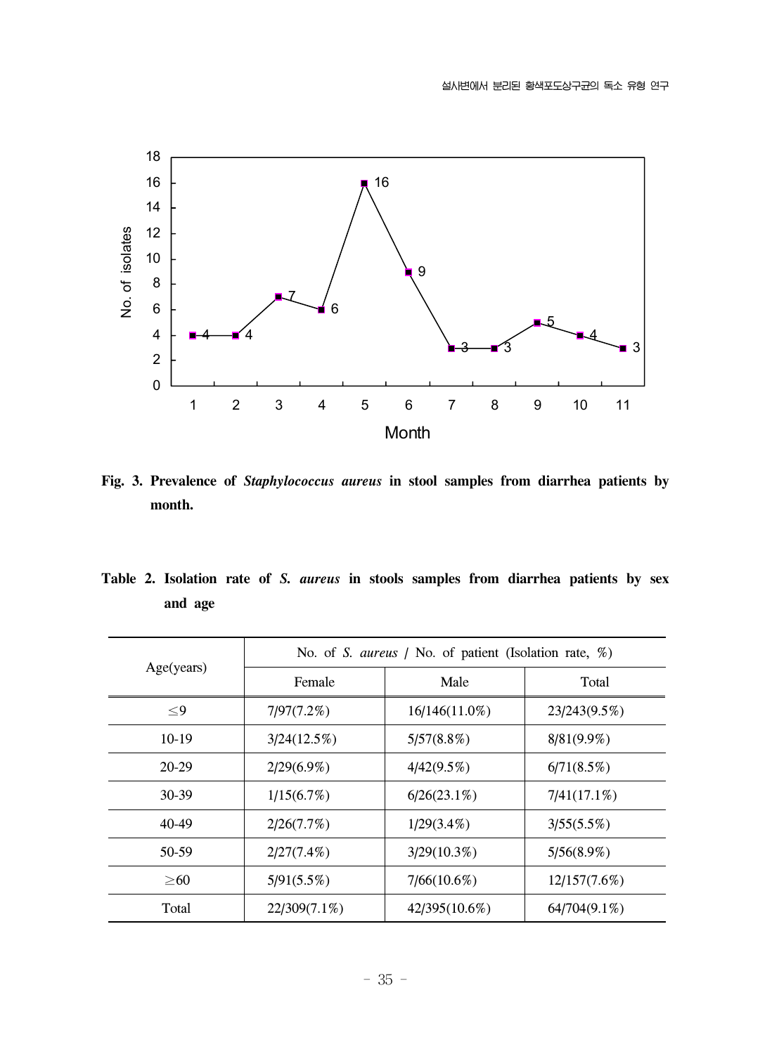**Fig. 3. Prevalence of *Staphylococcus aureus* in stool samples from diarrhea patients by month.**

**Table 2. Isolation rate of *S. aureus* in stools samples from diarrhea patients by sex and age**

| Age(years) | No. of *S. aureus* / No. of patient (Isolation rate, %) | | |
|---|---|---|---|
| | Female | Male | Total |
| ≤9 | 7/97(7.2%) | 16/146(11.0%) | 23/243(9.5%) |
| 10-19 | 3/24(12.5%) | 5/57(8.8%) | 8/81(9.9%) |
| 20-29 | 2/29(6.9%) | 4/42(9.5%) | 6/71(8.5%) |
| 30-39 | 1/15(6.7%) | 6/26(23.1%) | 7/41(17.1%) |
| 40-49 | 2/26(7.7%) | 1/29(3.4%) | 3/55(5.5%) |
| 50-59 | 2/27(7.4%) | 3/29(10.3%) | 5/56(8.9%) |
| ≥60 | 5/91(5.5%) | 7/66(10.6%) | 12/157(7.6%) |
| Total | 22/309(7.1%) | 42/395(10.6%) | 64/704(9.1%) |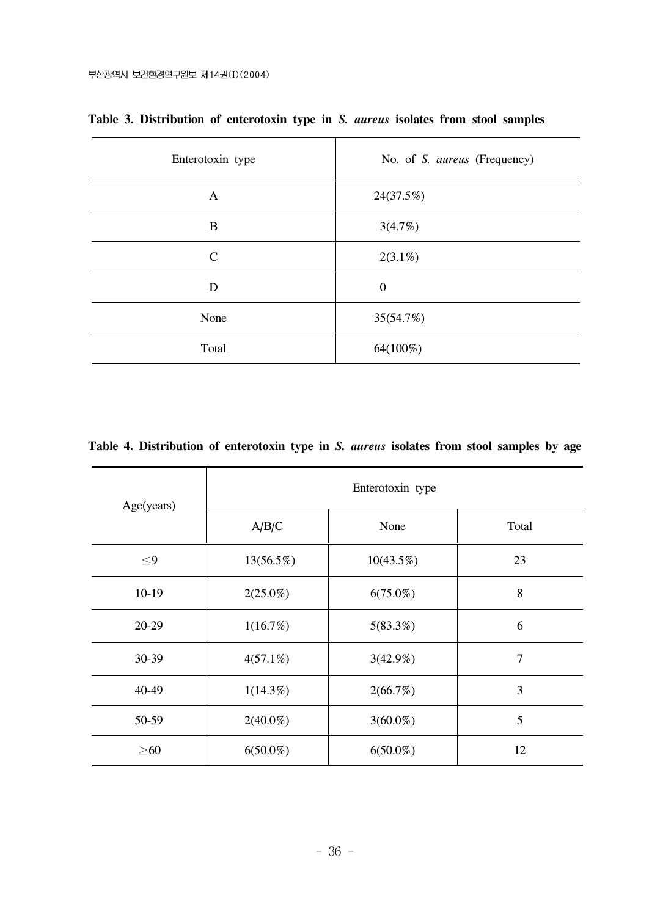**Table 3. Distribution of enterotoxin type in *S. aureus* isolates from stool samples**

| Enterotoxin type | No. of *S. aureus* (Frequency) |
|---|---|
| A | 24(37.5%) |
| B | 3(4.7%) |
| C | 2(3.1%) |
| D | 0 |
| None | 35(54.7%) |
| Total | 64(100%) |

**Table 4. Distribution of enterotoxin type in *S. aureus* isolates from stool samples by age**

| Age(years) | Enterotoxin type | | |
|---|---|---|---|
| | A/B/C | None | Total |
| ≤9 | 13(56.5%) | 10(43.5%) | 23 |
| 10-19 | 2(25.0%) | 6(75.0%) | 8 |
| 20-29 | 1(16.7%) | 5(83.3%) | 6 |
| 30-39 | 4(57.1%) | 3(42.9%) | 7 |
| 40-49 | 1(14.3%) | 2(66.7%) | 3 |
| 50-59 | 2(40.0%) | 3(60.0%) | 5 |
| ≥60 | 6(50.0%) | 6(50.0%) | 12 |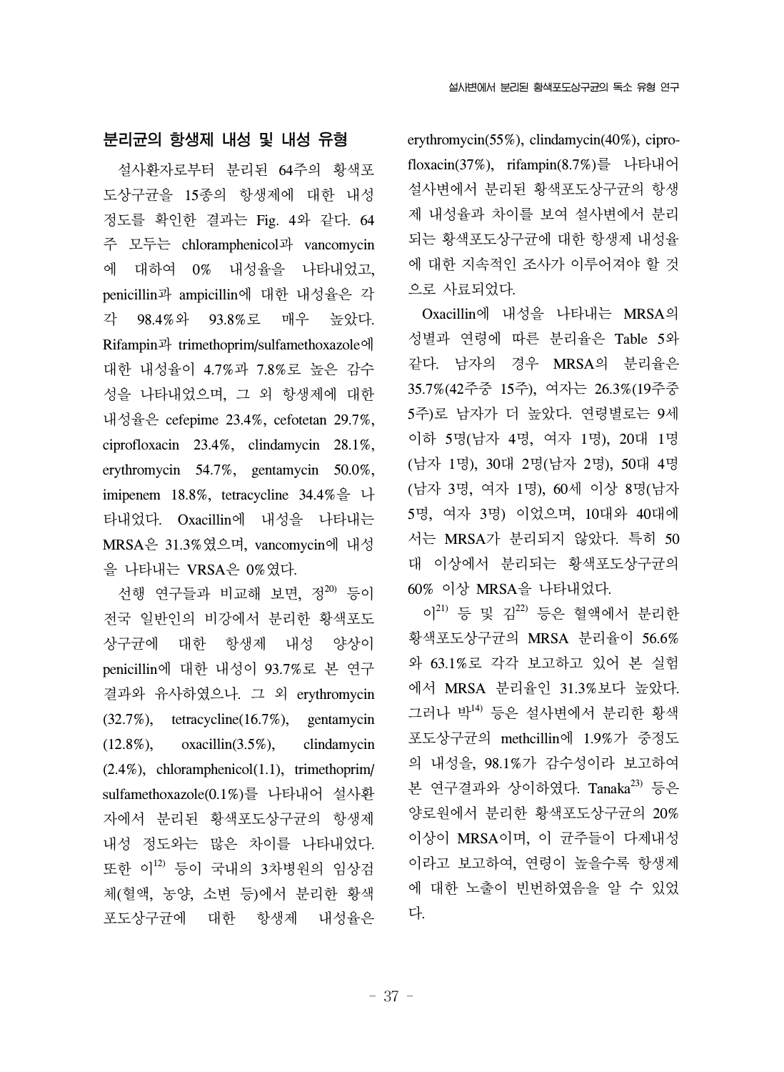## 분리균의 항생제 내성 및 내성 유형

설사환자로부터 분리된 64주의 황색포도상구균을 15종의 항생제에 대한 내성 정도를 확인한 결과는 Fig. 4와 같다. 64주 모두는 chloramphenicol과 vancomycin에 대하여 0% 내성율을 나타내었고, penicillin과 ampicillin에 대한 내성율은 각각 98.4%와 93.8%로 매우 높았다. Rifampin과 trimethoprim/sulfamethoxazole에 대한 내성율이 4.7%과 7.8%로 높은 감수성을 나타내었으며, 그 외 항생제에 대한 내성율은 cefepime 23.4%, cefotetan 29.7%, ciprofloxacin 23.4%, clindamycin 28.1%, erythromycin 54.7%, gentamycin 50.0%, imipenem 18.8%, tetracycline 34.4%을 나타내었다. Oxacillin에 내성을 나타내는 MRSA은 31.3%였으며, vancomycin에 내성을 나타내는 VRSA은 0%였다.

선행 연구들과 비교해 보면, 정[20] 등이 전국 일반인의 비강에서 분리한 황색포도상구균에 대한 항생제 내성 양상이 penicillin에 대한 내성이 93.7%로 본 연구결과와 유사하였으나. 그 외 erythromycin (32.7%), tetracycline(16.7%), gentamycin (12.8%), oxacillin(3.5%), clindamycin (2.4%), chloramphenicol(1.1), trimethoprim/sulfamethoxazole(0.1%)를 나타내어 설사환자에서 분리된 황색포도상구균의 항생제 내성 정도와는 많은 차이를 나타내었다. 또한 이[12] 등이 국내의 3차병원의 임상검체(혈액, 농양, 소변 등)에서 분리한 황색포도상구균에 대한 항생제 내성율은 erythromycin(55%), clindamycin(40%), ciprofloxacin(37%), rifampin(8.7%)를 나타내어 설사변에서 분리된 황색포도상구균의 항생제 내성율과 차이를 보여 설사변에서 분리되는 황색포도상구균에 대한 항생제 내성율에 대한 지속적인 조사가 이루어져야 할 것으로 사료되었다.

Oxacillin에 내성을 나타내는 MRSA의 성별과 연령에 따른 분리율은 Table 5와 같다. 남자의 경우 MRSA의 분리율은 35.7%(42주중 15주), 여자는 26.3%(19주중 5주)로 남자가 더 높았다. 연령별로는 9세 이하 5명(남자 4명, 여자 1명), 20대 1명(남자 1명), 30대 2명(남자 2명), 50대 4명(남자 3명, 여자 1명), 60세 이상 8명(남자 5명, 여자 3명) 이었으며, 10대와 40대에서는 MRSA가 분리되지 않았다. 특히 50대 이상에서 분리되는 황색포도상구균의 60% 이상 MRSA을 나타내었다.

이[21] 등 및 김[22] 등은 혈액에서 분리한 황색포도상구균의 MRSA 분리율이 56.6%와 63.1%로 각각 보고하고 있어 본 실험에서 MRSA 분리율인 31.3%보다 높았다. 그러나 박[14] 등은 설사변에서 분리한 황색포도상구균의 methcillin에 1.9%가 중정도의 내성을, 98.1%가 감수성이라 보고하여 본 연구결과와 상이하였다. Tanaka[23] 등은 양로원에서 분리한 황색포도상구균의 20% 이상이 MRSA이며, 이 균주들이 다제내성이라고 보고하여, 연령이 높을수록 항생제에 대한 노출이 빈번하였음을 알 수 있었다.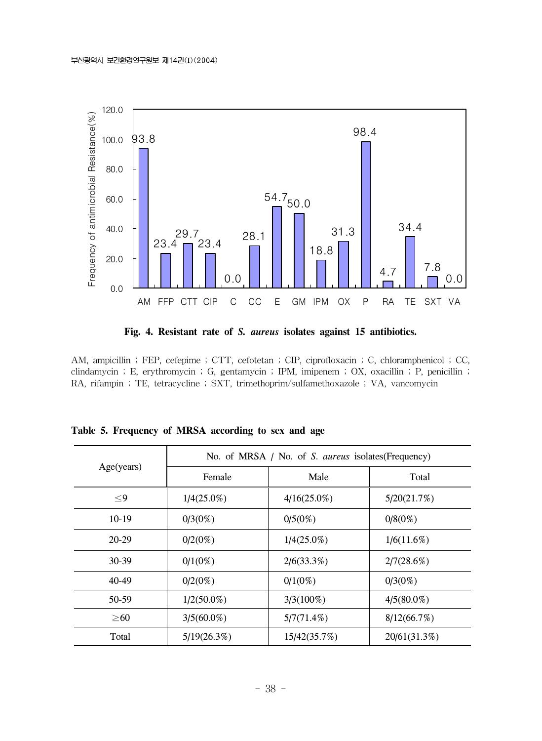Fig. 4. Resistant rate of *S. aureus* isolates against 15 antibiotics.

AM, ampicillin ; FEP, cefepime ; CTT, cefotetan ; CIP, ciprofloxacin ; C, chloramphenicol ; CC, clindamycin ; E, erythromycin ; G, gentamycin ; IPM, imipenem ; OX, oxacillin ; P, penicillin ; RA, rifampin ; TE, tetracycline ; SXT, trimethoprim/sulfamethoxazole ; VA, vancomycin

**Table 5. Frequency of MRSA according to sex and age**

| Age(years) | No. of MRSA / No. of *S. aureus* isolates(Frequency) | | |
|---|---|---|---|
| | Female | Male | Total |
| ≤9 | 1/4(25.0%) | 4/16(25.0%) | 5/20(21.7%) |
| 10-19 | 0/3(0%) | 0/5(0%) | 0/8(0%) |
| 20-29 | 0/2(0%) | 1/4(25.0%) | 1/6(11.6%) |
| 30-39 | 0/1(0%) | 2/6(33.3%) | 2/7(28.6%) |
| 40-49 | 0/2(0%) | 0/1(0%) | 0/3(0%) |
| 50-59 | 1/2(50.0%) | 3/3(100%) | 4/5(80.0%) |
| ≥60 | 3/5(60.0%) | 5/7(71.4%) | 8/12(66.7%) |
| Total | 5/19(26.3%) | 15/42(35.7%) | 20/61(31.3%) |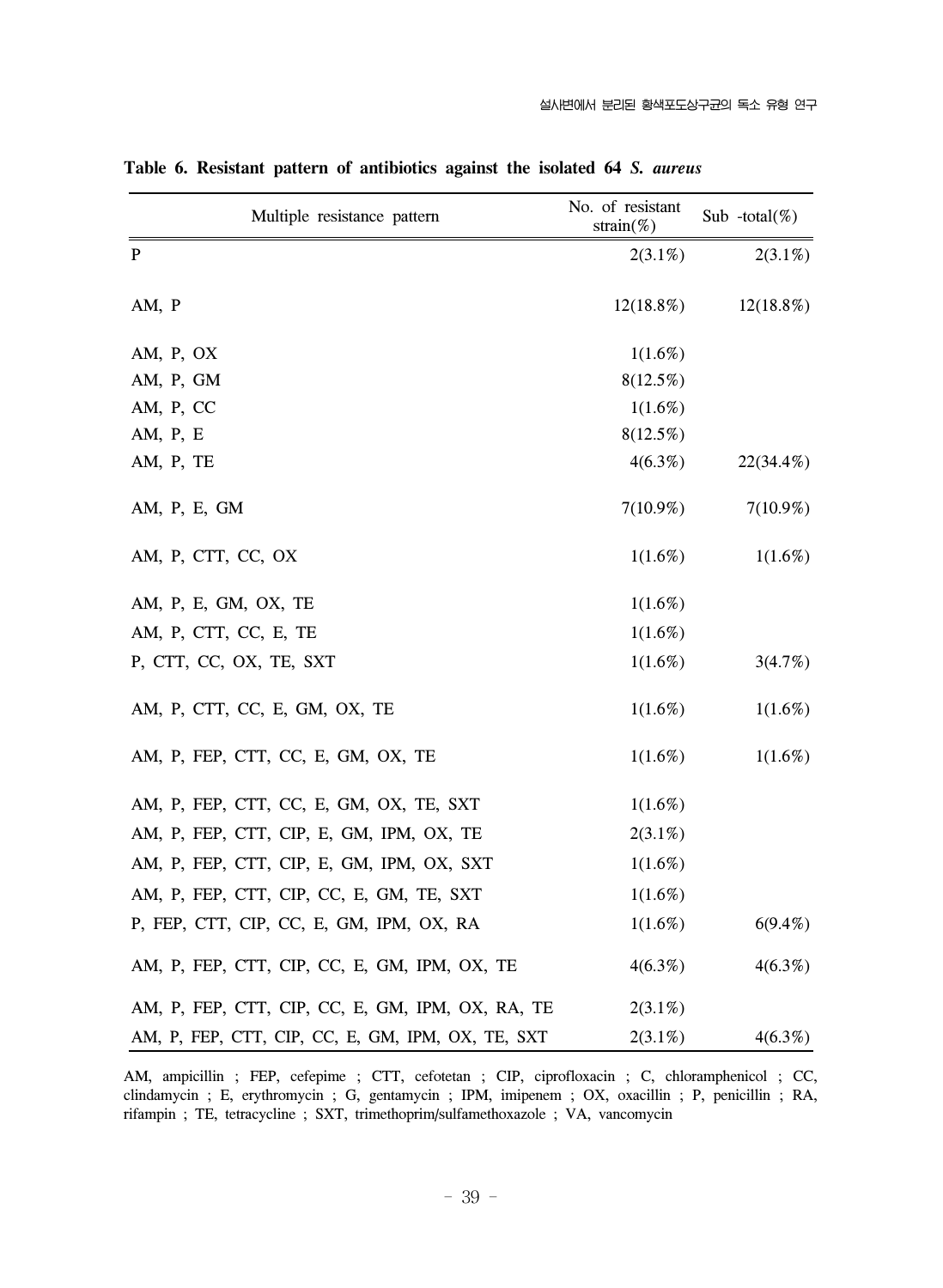**Table 6. Resistant pattern of antibiotics against the isolated 64 *S. aureus***

| Multiple resistance pattern | No. of resistant strain(%) | Sub -total(%) |
|---|---|---|
| P | 2(3.1%) | 2(3.1%) |
| AM, P | 12(18.8%) | 12(18.8%) |
| AM, P, OX | 1(1.6%) | |
| AM, P, GM | 8(12.5%) | |
| AM, P, CC | 1(1.6%) | |
| AM, P, E | 8(12.5%) | |
| AM, P, TE | 4(6.3%) | 22(34.4%) |
| AM, P, E, GM | 7(10.9%) | 7(10.9%) |
| AM, P, CTT, CC, OX | 1(1.6%) | 1(1.6%) |
| AM, P, E, GM, OX, TE | 1(1.6%) | |
| AM, P, CTT, CC, E, TE | 1(1.6%) | |
| P, CTT, CC, OX, TE, SXT | 1(1.6%) | 3(4.7%) |
| AM, P, CTT, CC, E, GM, OX, TE | 1(1.6%) | 1(1.6%) |
| AM, P, FEP, CTT, CC, E, GM, OX, TE | 1(1.6%) | 1(1.6%) |
| AM, P, FEP, CTT, CC, E, GM, OX, TE, SXT | 1(1.6%) | |
| AM, P, FEP, CTT, CIP, E, GM, IPM, OX, TE | 2(3.1%) | |
| AM, P, FEP, CTT, CIP, E, GM, IPM, OX, SXT | 1(1.6%) | |
| AM, P, FEP, CTT, CIP, CC, E, GM, TE, SXT | 1(1.6%) | |
| P, FEP, CTT, CIP, CC, E, GM, IPM, OX, RA | 1(1.6%) | 6(9.4%) |
| AM, P, FEP, CTT, CIP, CC, E, GM, IPM, OX, TE | 4(6.3%) | 4(6.3%) |
| AM, P, FEP, CTT, CIP, CC, E, GM, IPM, OX, RA, TE | 2(3.1%) | |
| AM, P, FEP, CTT, CIP, CC, E, GM, IPM, OX, TE, SXT | 2(3.1%) | 4(6.3%) |

AM, ampicillin ; FEP, cefepime ; CTT, cefotetan ; CIP, ciprofloxacin ; C, chloramphenicol ; CC, clindamycin ; E, erythromycin ; G, gentamycin ; IPM, imipenem ; OX, oxacillin ; P, penicillin ; RA, rifampin ; TE, tetracycline ; SXT, trimethoprim/sulfamethoxazole ; VA, vancomycin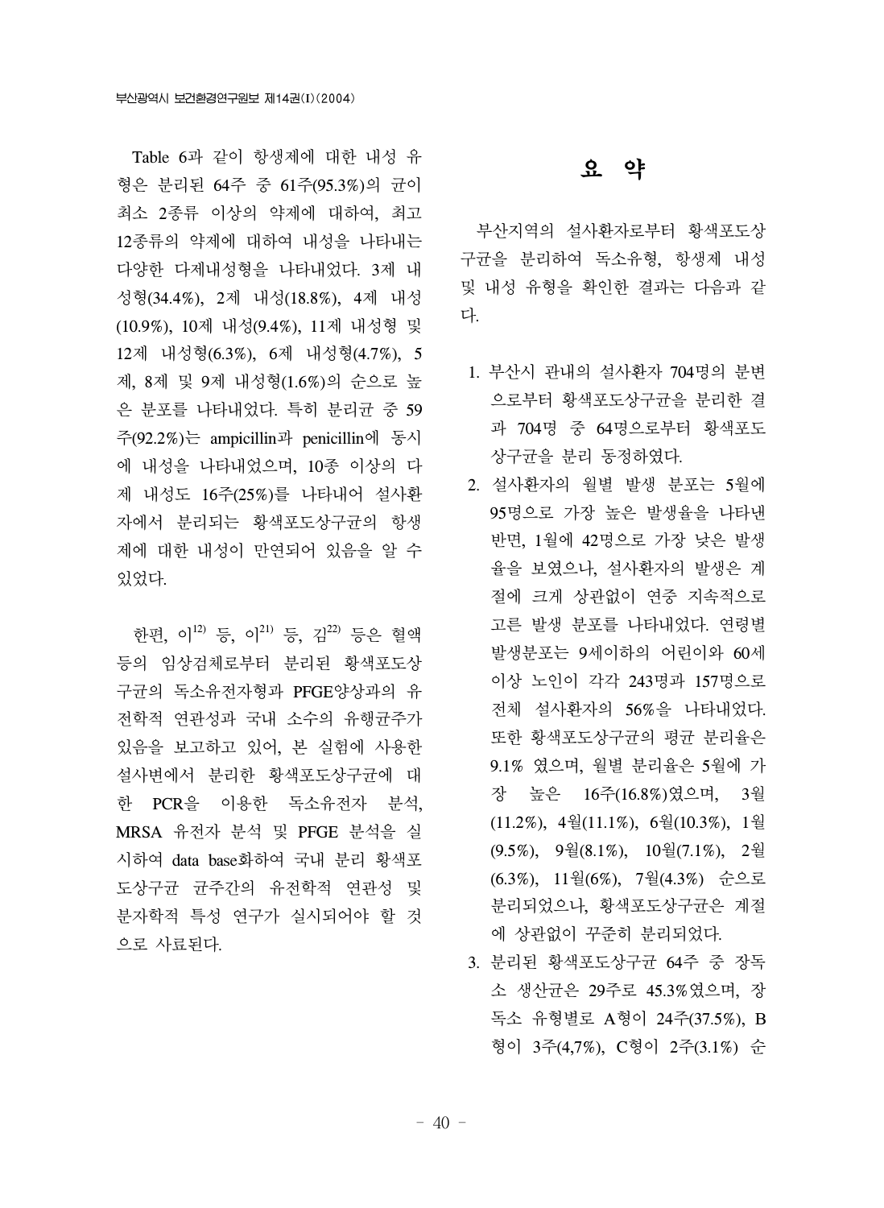Table 6과 같이 항생제에 대한 내성 유형은 분리된 64주 중 61주(95.3%)의 균이 최소 2종류 이상의 약제에 대하여, 최고 12종류의 약제에 대하여 내성을 나타내는 다양한 다제내성형을 나타내었다. 3제 내성형(34.4%), 2제 내성(18.8%), 4제 내성(10.9%), 10제 내성(9.4%), 11제 내성형 및 12제 내성형(6.3%), 6제 내성형(4.7%), 5제, 8제 및 9제 내성형(1.6%)의 순으로 높은 분포를 나타내었다. 특히 분리균 중 59주(92.2%)는 ampicillin과 penicillin에 동시에 내성을 나타내었으며, 10종 이상의 다제 내성도 16주(25%)를 나타내어 설사환자에서 분리되는 황색포도상구균의 항생제에 대한 내성이 만연되어 있음을 알 수 있었다.

한편, 이[12] 등, 이[21] 등, 김[22] 등은 혈액 등의 임상검체로부터 분리된 황색포도상구균의 독소유전자형과 PFGE양상과의 유전학적 연관성과 국내 소수의 유행균주가 있음을 보고하고 있어, 본 실험에 사용한 설사변에서 분리한 황색포도상구균에 대한 PCR을 이용한 독소유전자 분석, MRSA 유전자 분석 및 PFGE 분석을 실시하여 data base화하여 국내 분리 황색포도상구균 균주간의 유전학적 연관성 및 분자학적 특성 연구가 실시되어야 할 것으로 사료된다.

# 요 약

부산지역의 설사환자로부터 황색포도상구균을 분리하여 독소유형, 항생제 내성 및 내성 유형을 확인한 결과는 다음과 같다.

1. 부산시 관내의 설사환자 704명의 분변으로부터 황색포도상구균을 분리한 결과 704명 중 64명으로부터 황색포도상구균을 분리 동정하였다.
2. 설사환자의 월별 발생 분포는 5월에 95명으로 가장 높은 발생율을 나타낸 반면, 1월에 42명으로 가장 낮은 발생율을 보였으나, 설사환자의 발생은 계절에 크게 상관없이 연중 지속적으로 고른 발생 분포를 나타내었다. 연령별 발생분포는 9세이하의 어린이와 60세 이상 노인이 각각 243명과 157명으로 전체 설사환자의 56%을 나타내었다. 또한 황색포도상구균의 평균 분리율은 9.1% 였으며, 월별 분리율은 5월에 가장 높은 16주(16.8%)였으며, 3월(11.2%), 4월(11.1%), 6월(10.3%), 1월(9.5%), 9월(8.1%), 10월(7.1%), 2월(6.3%), 11월(6%), 7월(4.3%) 순으로 분리되었으나, 황색포도상구균은 계절에 상관없이 꾸준히 분리되었다.
3. 분리된 황색포도상구균 64주 중 장독소 생산균은 29주로 45.3%였으며, 장독소 유형별로 A형이 24주(37.5%), B형이 3주(4,7%), C형이 2주(3.1%) 순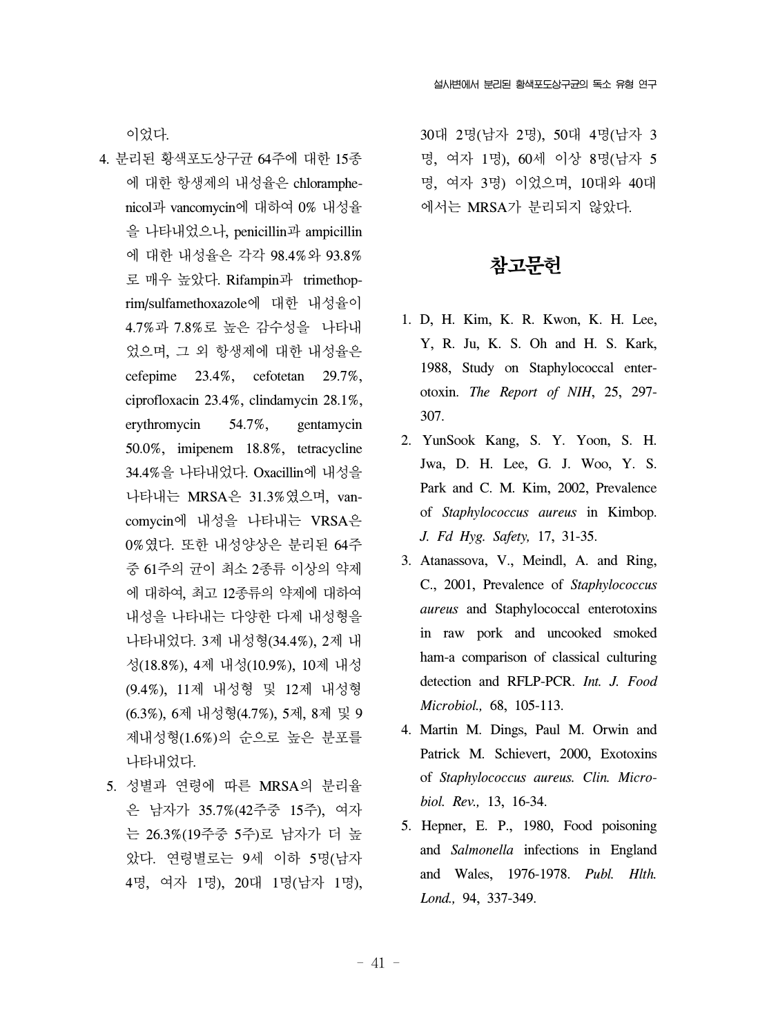이었다.

4. 분리된 황색포도상구균 64주에 대한 15종에 대한 항생제의 내성율은 chloramphenicol과 vancomycin에 대하여 0% 내성율을 나타내었으나, penicillin과 ampicillin에 대한 내성율은 각각 98.4%와 93.8%로 매우 높았다. Rifampin과 trimethoprim/sulfamethoxazole에 대한 내성율이 4.7%과 7.8%로 높은 감수성을 나타내었으며, 그 외 항생제에 대한 내성율은 cefepime 23.4%, cefotetan 29.7%, ciprofloxacin 23.4%, clindamycin 28.1%, erythromycin 54.7%, gentamycin 50.0%, imipenem 18.8%, tetracycline 34.4%을 나타내었다. Oxacillin에 내성을 나타내는 MRSA은 31.3%였으며, vancomycin에 내성을 나타내는 VRSA은 0%였다. 또한 내성양상은 분리된 64주 중 61주의 균이 최소 2종류 이상의 약제에 대하여, 최고 12종류의 약제에 대하여 내성을 나타내는 다양한 다제 내성형을 나타내었다. 3제 내성형(34.4%), 2제 내성(18.8%), 4제 내성(10.9%), 10제 내성(9.4%), 11제 내성형 및 12제 내성형(6.3%), 6제 내성형(4.7%), 5제, 8제 및 9제내성형(1.6%)의 순으로 높은 분포를 나타내었다.
5. 성별과 연령에 따른 MRSA의 분리율은 남자가 35.7%(42주중 15주), 여자는 26.3%(19주중 5주)로 남자가 더 높았다. 연령별로는 9세 이하 5명(남자 4명, 여자 1명), 20대 1명(남자 1명), 30대 2명(남자 2명), 50대 4명(남자 3명, 여자 1명), 60세 이상 8명(남자 5명, 여자 3명) 이었으며, 10대와 40대에서는 MRSA가 분리되지 않았다.

## 참고문헌

1. D, H. Kim, K. R. Kwon, K. H. Lee, Y, R. Ju, K. S. Oh and H. S. Kark, 1988, Study on Staphylococcal enterotoxin. *The Report of NIH*, 25, 297-307.
2. YunSook Kang, S. Y. Yoon, S. H. Jwa, D. H. Lee, G. J. Woo, Y. S. Park and C. M. Kim, 2002, Prevalence of *Staphylococcus aureus* in Kimbop. *J. Fd Hyg. Safety,* 17, 31-35.
3. Atanassova, V., Meindl, A. and Ring, C., 2001, Prevalence of *Staphylococcus aureus* and Staphylococcal enterotoxins in raw pork and uncooked smoked ham-a comparison of classical culturing detection and RFLP-PCR. *Int. J. Food Microbiol.,* 68, 105-113.
4. Martin M. Dings, Paul M. Orwin and Patrick M. Schievert, 2000, Exotoxins of *Staphylococcus aureus. Clin. Microbiol. Rev.,* 13, 16-34.
5. Hepner, E. P., 1980, Food poisoning and *Salmonella* infections in England and Wales, 1976-1978. *Publ. Hlth. Lond.,* 94, 337-349.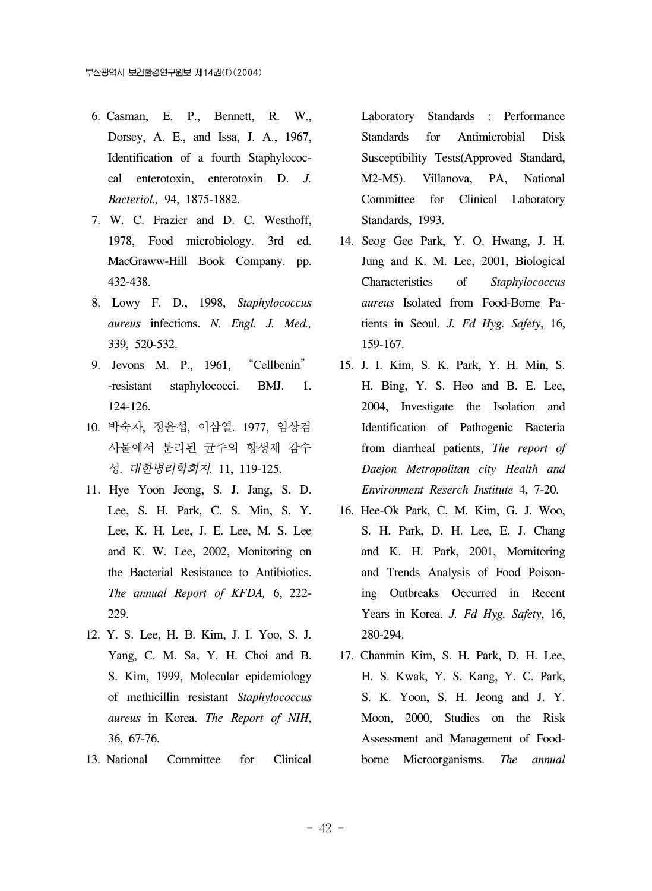6. Casman, E. P., Bennett, R. W., Dorsey, A. E., and Issa, J. A., 1967, Identification of a fourth Staphylococcal enterotoxin, enterotoxin D. *J. Bacteriol.,* 94, 1875-1882.
7. W. C. Frazier and D. C. Westhoff, 1978, Food microbiology. 3rd ed. MacGraww-Hill Book Company. pp. 432-438.
8. Lowy F. D., 1998, *Staphylococcus aureus* infections. *N. Engl. J. Med.,* 339, 520-532.
9. Jevons M. P., 1961, "Cellbenin"-resistant staphylococci. BMJ. 1. 124-126.
10. 박숙자, 정윤섭, 이삼열. 1977, 임상검사물에서 분리된 균주의 항생제 감수성. *대한병리학회지.* 11, 119-125.
11. Hye Yoon Jeong, S. J. Jang, S. D. Lee, S. H. Park, C. S. Min, S. Y. Lee, K. H. Lee, J. E. Lee, M. S. Lee and K. W. Lee, 2002, Monitoring on the Bacterial Resistance to Antibiotics. *The annual Report of KFDA,* 6, 222-229.
12. Y. S. Lee, H. B. Kim, J. I. Yoo, S. J. Yang, C. M. Sa, Y. H. Choi and B. S. Kim, 1999, Molecular epidemiology of methicillin resistant *Staphylococcus aureus* in Korea. *The Report of NIH*, 36, 67-76.
13. National Committee for Clinical Laboratory Standards : Performance Standards for Antimicrobial Disk Susceptibility Tests(Approved Standard, M2-M5). Villanova, PA, National Committee for Clinical Laboratory Standards, 1993.
14. Seog Gee Park, Y. O. Hwang, J. H. Jung and K. M. Lee, 2001, Biological Characteristics of *Staphylococcus aureus* Isolated from Food-Borne Patients in Seoul. *J. Fd Hyg. Safety*, 16, 159-167.
15. J. I. Kim, S. K. Park, Y. H. Min, S. H. Bing, Y. S. Heo and B. E. Lee, 2004, Investigate the Isolation and Identification of Pathogenic Bacteria from diarrheal patients, *The report of Daejon Metropolitan city Health and Environment Reserch Institute* 4, 7-20.
16. Hee-Ok Park, C. M. Kim, G. J. Woo, S. H. Park, D. H. Lee, E. J. Chang and K. H. Park, 2001, Mornitoring and Trends Analysis of Food Poisoning Outbreaks Occurred in Recent Years in Korea. *J. Fd Hyg. Safety*, 16, 280-294.
17. Chanmin Kim, S. H. Park, D. H. Lee, H. S. Kwak, Y. S. Kang, Y. C. Park, S. K. Yoon, S. H. Jeong and J. Y. Moon, 2000, Studies on the Risk Assessment and Management of Food-borne Microorganisms. *The annual*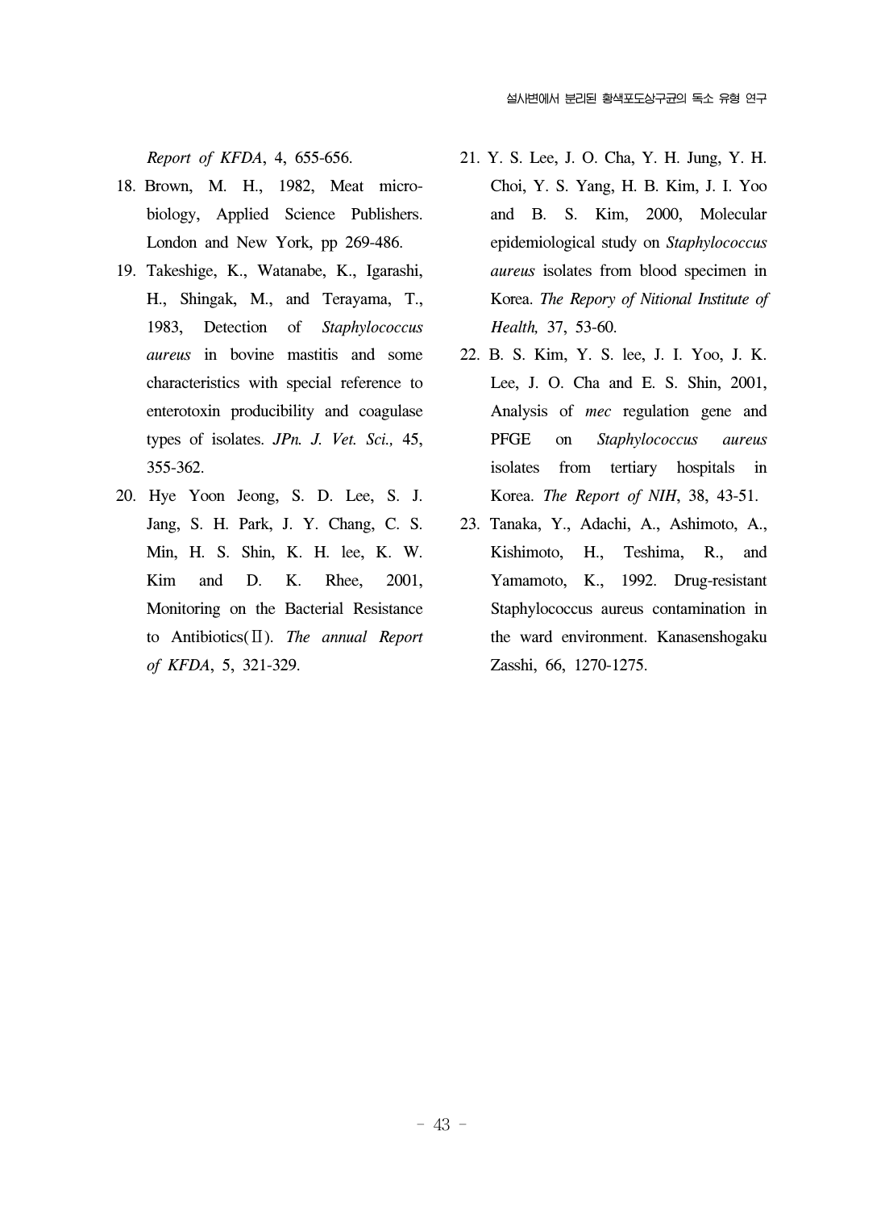*Report of KFDA*, 4, 655-656.

18. Brown, M. H., 1982, Meat microbiology, Applied Science Publishers. London and New York, pp 269-486.
19. Takeshige, K., Watanabe, K., Igarashi, H., Shingak, M., and Terayama, T., 1983, Detection of *Staphylococcus aureus* in bovine mastitis and some characteristics with special reference to enterotoxin producibility and coagulase types of isolates. *JPn. J. Vet. Sci.,* 45, 355-362.
20. Hye Yoon Jeong, S. D. Lee, S. J. Jang, S. H. Park, J. Y. Chang, C. S. Min, H. S. Shin, K. H. lee, K. W. Kim and D. K. Rhee, 2001, Monitoring on the Bacterial Resistance to Antibiotics(Ⅱ). *The annual Report of KFDA*, 5, 321-329.
21. Y. S. Lee, J. O. Cha, Y. H. Jung, Y. H. Choi, Y. S. Yang, H. B. Kim, J. I. Yoo and B. S. Kim, 2000, Molecular epidemiological study on *Staphylococcus aureus* isolates from blood specimen in Korea. *The Repory of Nitional Institute of Health,* 37, 53-60.
22. B. S. Kim, Y. S. lee, J. I. Yoo, J. K. Lee, J. O. Cha and E. S. Shin, 2001, Analysis of *mec* regulation gene and PFGE on *Staphylococcus aureus* isolates from tertiary hospitals in Korea. *The Report of NIH*, 38, 43-51.
23. Tanaka, Y., Adachi, A., Ashimoto, A., Kishimoto, H., Teshima, R., and Yamamoto, K., 1992. Drug-resistant Staphylococcus aureus contamination in the ward environment. Kanasenshogaku Zasshi, 66, 1270-1275.